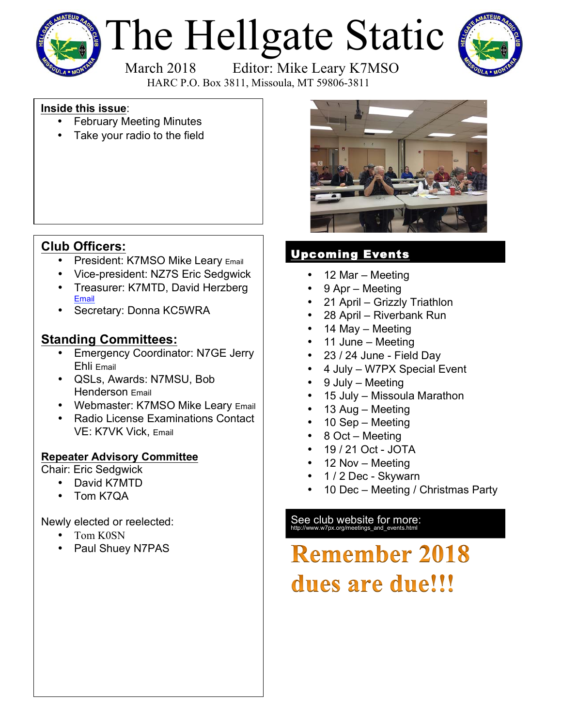# The Hellgate Static

March 2018 Editor: Mike Leary K7MSO

HARC P.O. Box 3811, Missoula, MT 59806-3811

**Inside this issue**:

- February Meeting Minutes
- Take your radio to the field

## Club Officers:

- President: K7MSO Mike Leary Email
- Vice-president: NZ7S Eric Sedgwick
- Treasurer: K7MTD, David Herzberg Email
- Secretary: Donna KC5WRA

## Standing Committees:

- Emergency Coordinator: N7GE Jerry Ehli Email
- QSLs, Awards: N7MSU, Bob Henderson Email
- Webmaster: K7MSO Mike Leary Email
- Radio License Examinations Contact VE: K7VK Vick, Email

### Repeater Advisory Committee

Chair: Eric Sedgwick

- David K7MTD
- Tom K7QA

Newly elected or reelected:

- Tom K0SN
- Paul Shuey N7PAS

## Upcoming Events

- 12 Mar – Meeting
- 9 Apr – Meeting
- 21 April – Grizzly Triathlon
- 28 April – Riverbank Run
- 14 May – Meeting
- 11 June – Meeting
- 23 / 24 June - Field Day
- 4 July – W7PX Special Event
- 9 July – Meeting
- 15 July – Missoula Marathon
- 13 Aug – Meeting
- 10 Sep – Meeting
- 8 Oct – Meeting
- 19 / 21 Oct - JOTA
- 12 Nov – Meeting
- 1 / 2 Dec - Skywarn
- 10 Dec – Meeting / Christmas Party

See club website for more:
http://www.w7px.org/meetings_and_events.html

**Remember 2018 dues are due!!!**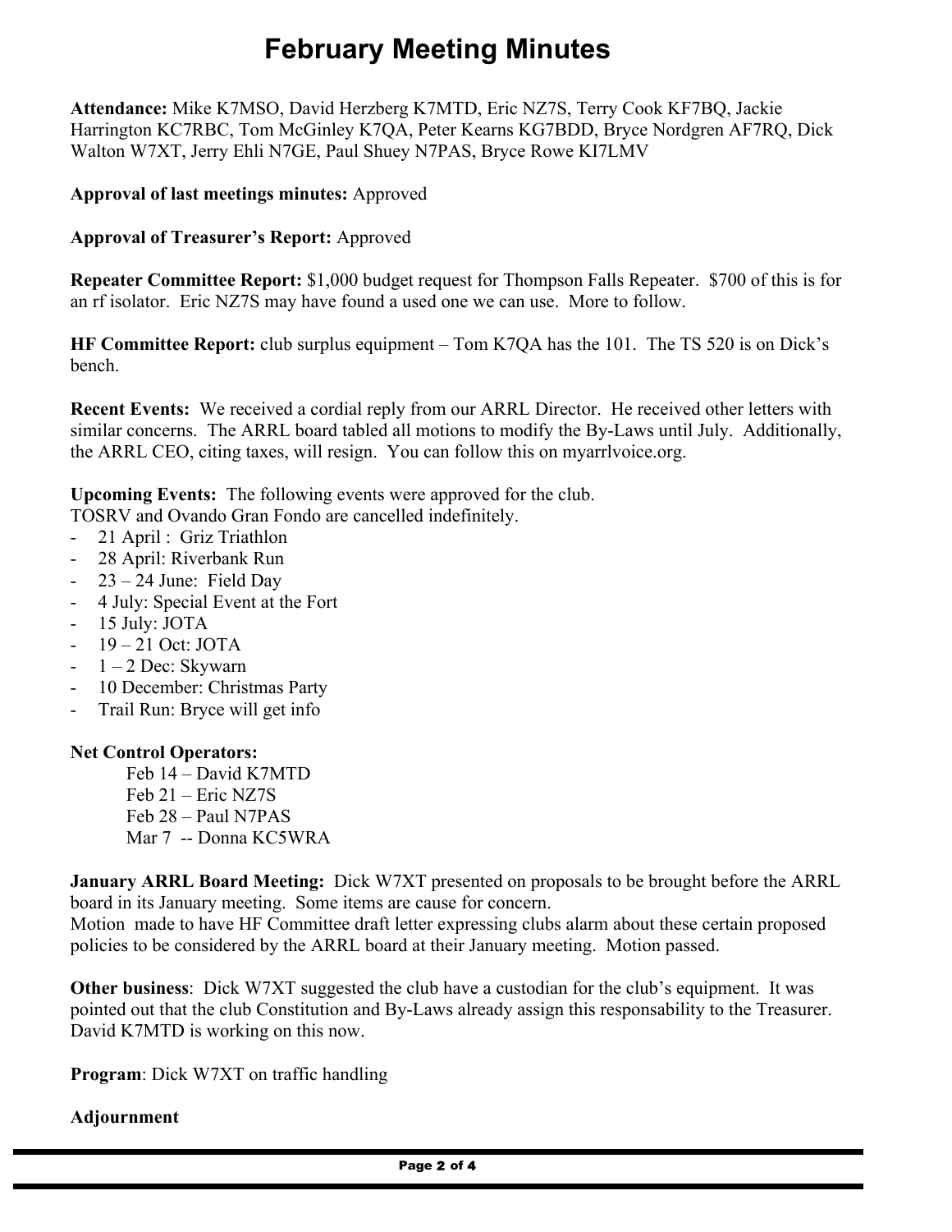# February Meeting Minutes

**Attendance:** Mike K7MSO, David Herzberg K7MTD, Eric NZ7S, Terry Cook KF7BQ, Jackie Harrington KC7RBC, Tom McGinley K7QA, Peter Kearns KG7BDD, Bryce Nordgren AF7RQ, Dick Walton W7XT, Jerry Ehli N7GE, Paul Shuey N7PAS, Bryce Rowe KI7LMV

**Approval of last meetings minutes:** Approved

**Approval of Treasurer's Report:** Approved

**Repeater Committee Report:** $1,000 budget request for Thompson Falls Repeater. $700 of this is for an rf isolator. Eric NZ7S may have found a used one we can use. More to follow.

**HF Committee Report:** club surplus equipment – Tom K7QA has the 101. The TS 520 is on Dick's bench.

**Recent Events:** We received a cordial reply from our ARRL Director. He received other letters with similar concerns. The ARRL board tabled all motions to modify the By-Laws until July. Additionally, the ARRL CEO, citing taxes, will resign. You can follow this on myarrlvoice.org.

**Upcoming Events:** The following events were approved for the club.
TOSRV and Ovando Gran Fondo are cancelled indefinitely.

- 21 April : Griz Triathlon
- 28 April: Riverbank Run
- 23 – 24 June: Field Day
- 4 July: Special Event at the Fort
- 15 July: JOTA
- 19 – 21 Oct: JOTA
- 1 – 2 Dec: Skywarn
- 10 December: Christmas Party
- Trail Run: Bryce will get info

**Net Control Operators:**

Feb 14 – David K7MTD
Feb 21 – Eric NZ7S
Feb 28 – Paul N7PAS
Mar 7 -- Donna KC5WRA

**January ARRL Board Meeting:** Dick W7XT presented on proposals to be brought before the ARRL board in its January meeting. Some items are cause for concern.
Motion made to have HF Committee draft letter expressing clubs alarm about these certain proposed policies to be considered by the ARRL board at their January meeting. Motion passed.

**Other business**: Dick W7XT suggested the club have a custodian for the club's equipment. It was pointed out that the club Constitution and By-Laws already assign this responsability to the Treasurer. David K7MTD is working on this now.

**Program**: Dick W7XT on traffic handling

**Adjournment**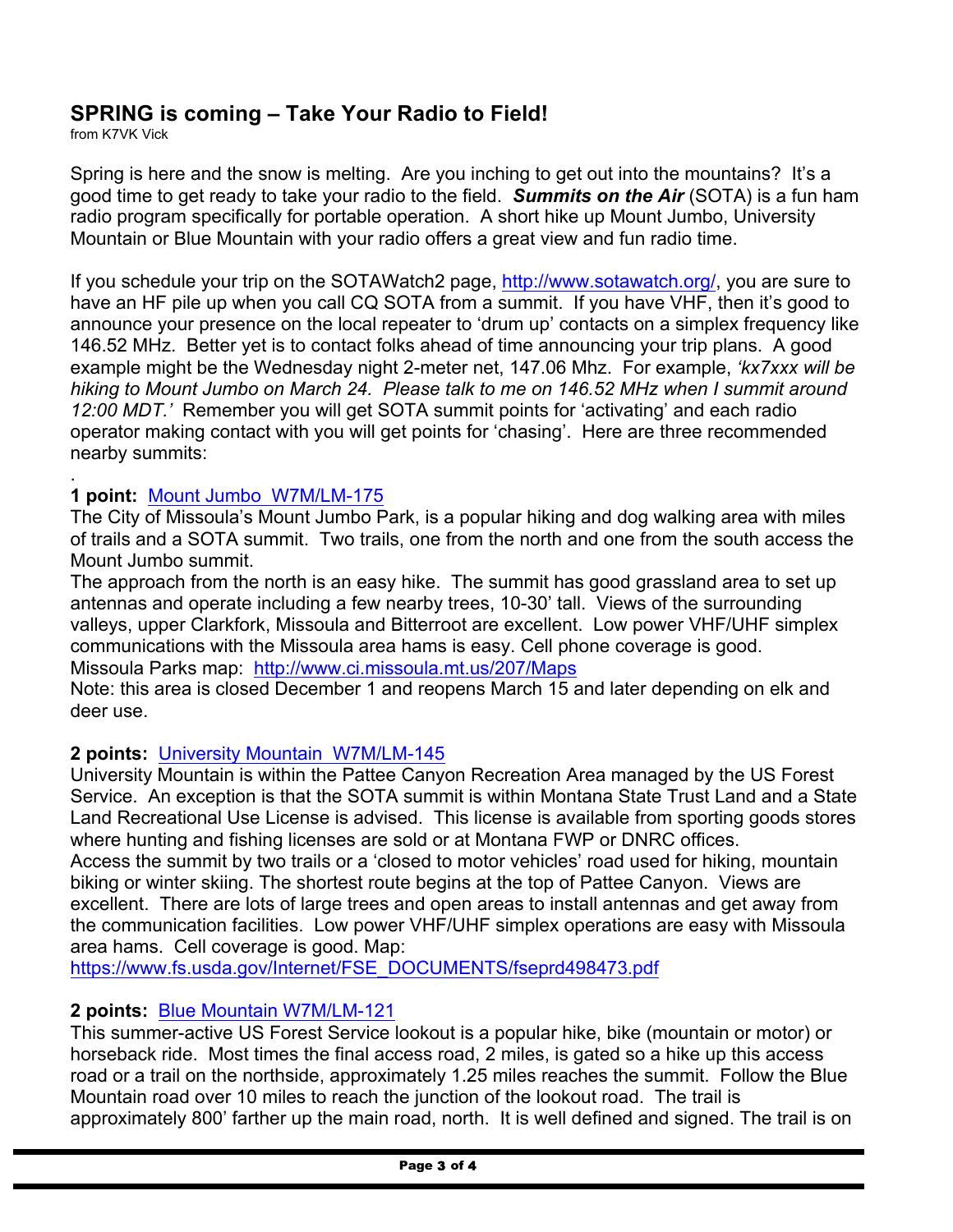## SPRING is coming – Take Your Radio to Field!

from K7VK Vick

Spring is here and the snow is melting. Are you inching to get out into the mountains? It's a good time to get ready to take your radio to the field. ***Summits on the Air*** (SOTA) is a fun ham radio program specifically for portable operation. A short hike up Mount Jumbo, University Mountain or Blue Mountain with your radio offers a great view and fun radio time.

If you schedule your trip on the SOTAWatch2 page, [http://www.sotawatch.org/](http://www.sotawatch.org/), you are sure to have an HF pile up when you call CQ SOTA from a summit. If you have VHF, then it's good to announce your presence on the local repeater to 'drum up' contacts on a simplex frequency like 146.52 MHz. Better yet is to contact folks ahead of time announcing your trip plans. A good example might be the Wednesday night 2-meter net, 147.06 Mhz. For example, *'kx7xxx will be hiking to Mount Jumbo on March 24. Please talk to me on 146.52 MHz when I summit around 12:00 MDT.'* Remember you will get SOTA summit points for 'activating' and each radio operator making contact with you will get points for 'chasing'. Here are three recommended nearby summits:

.

**1 point:** [Mount Jumbo W7M/LM-175]()

The City of Missoula's Mount Jumbo Park, is a popular hiking and dog walking area with miles of trails and a SOTA summit. Two trails, one from the north and one from the south access the Mount Jumbo summit.

The approach from the north is an easy hike. The summit has good grassland area to set up antennas and operate including a few nearby trees, 10-30' tall. Views of the surrounding valleys, upper Clarkfork, Missoula and Bitterroot are excellent. Low power VHF/UHF simplex communications with the Missoula area hams is easy. Cell phone coverage is good.

Missoula Parks map: [http://www.ci.missoula.mt.us/207/Maps](http://www.ci.missoula.mt.us/207/Maps)

Note: this area is closed December 1 and reopens March 15 and later depending on elk and deer use.

**2 points:** [University Mountain W7M/LM-145]()

University Mountain is within the Pattee Canyon Recreation Area managed by the US Forest Service. An exception is that the SOTA summit is within Montana State Trust Land and a State Land Recreational Use License is advised. This license is available from sporting goods stores where hunting and fishing licenses are sold or at Montana FWP or DNRC offices.

Access the summit by two trails or a 'closed to motor vehicles' road used for hiking, mountain biking or winter skiing. The shortest route begins at the top of Pattee Canyon. Views are excellent. There are lots of large trees and open areas to install antennas and get away from the communication facilities. Low power VHF/UHF simplex operations are easy with Missoula area hams. Cell coverage is good. Map:

[https://www.fs.usda.gov/Internet/FSE_DOCUMENTS/fseprd498473.pdf](https://www.fs.usda.gov/Internet/FSE_DOCUMENTS/fseprd498473.pdf)

**2 points:** [Blue Mountain W7M/LM-121]()

This summer-active US Forest Service lookout is a popular hike, bike (mountain or motor) or horseback ride. Most times the final access road, 2 miles, is gated so a hike up this access road or a trail on the northside, approximately 1.25 miles reaches the summit. Follow the Blue Mountain road over 10 miles to reach the junction of the lookout road. The trail is approximately 800' farther up the main road, north. It is well defined and signed. The trail is on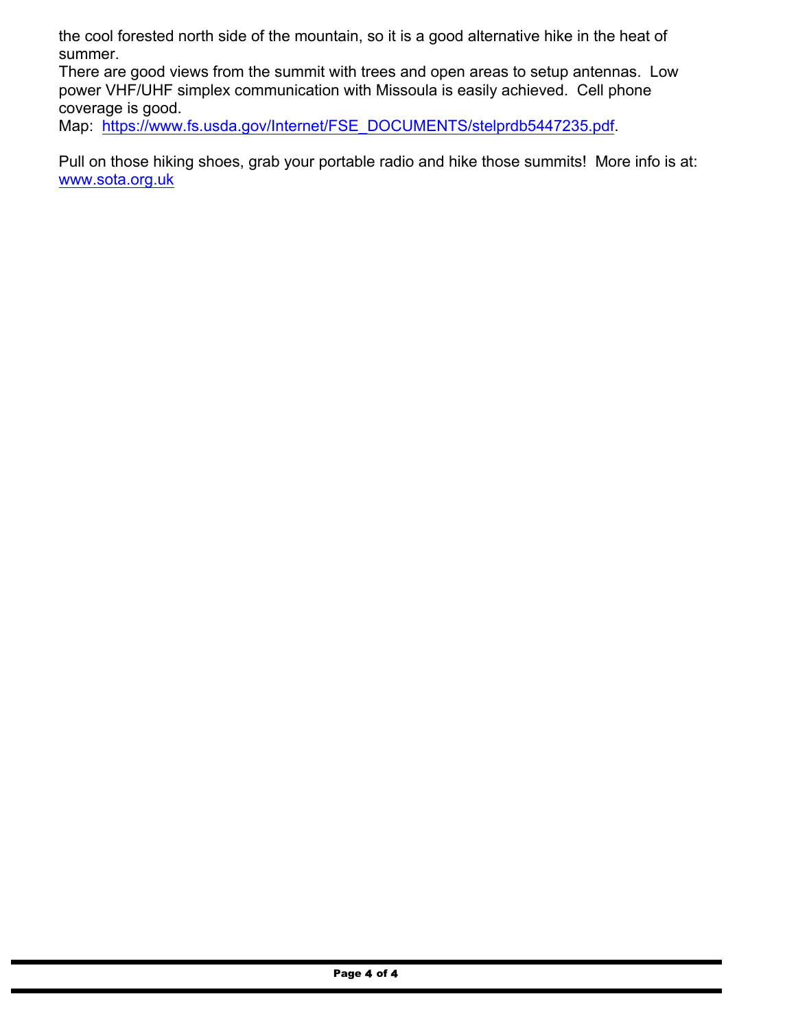the cool forested north side of the mountain, so it is a good alternative hike in the heat of summer.

There are good views from the summit with trees and open areas to setup antennas. Low power VHF/UHF simplex communication with Missoula is easily achieved. Cell phone coverage is good.

Map: https://www.fs.usda.gov/Internet/FSE_DOCUMENTS/stelprdb5447235.pdf.

Pull on those hiking shoes, grab your portable radio and hike those summits! More info is at: www.sota.org.uk